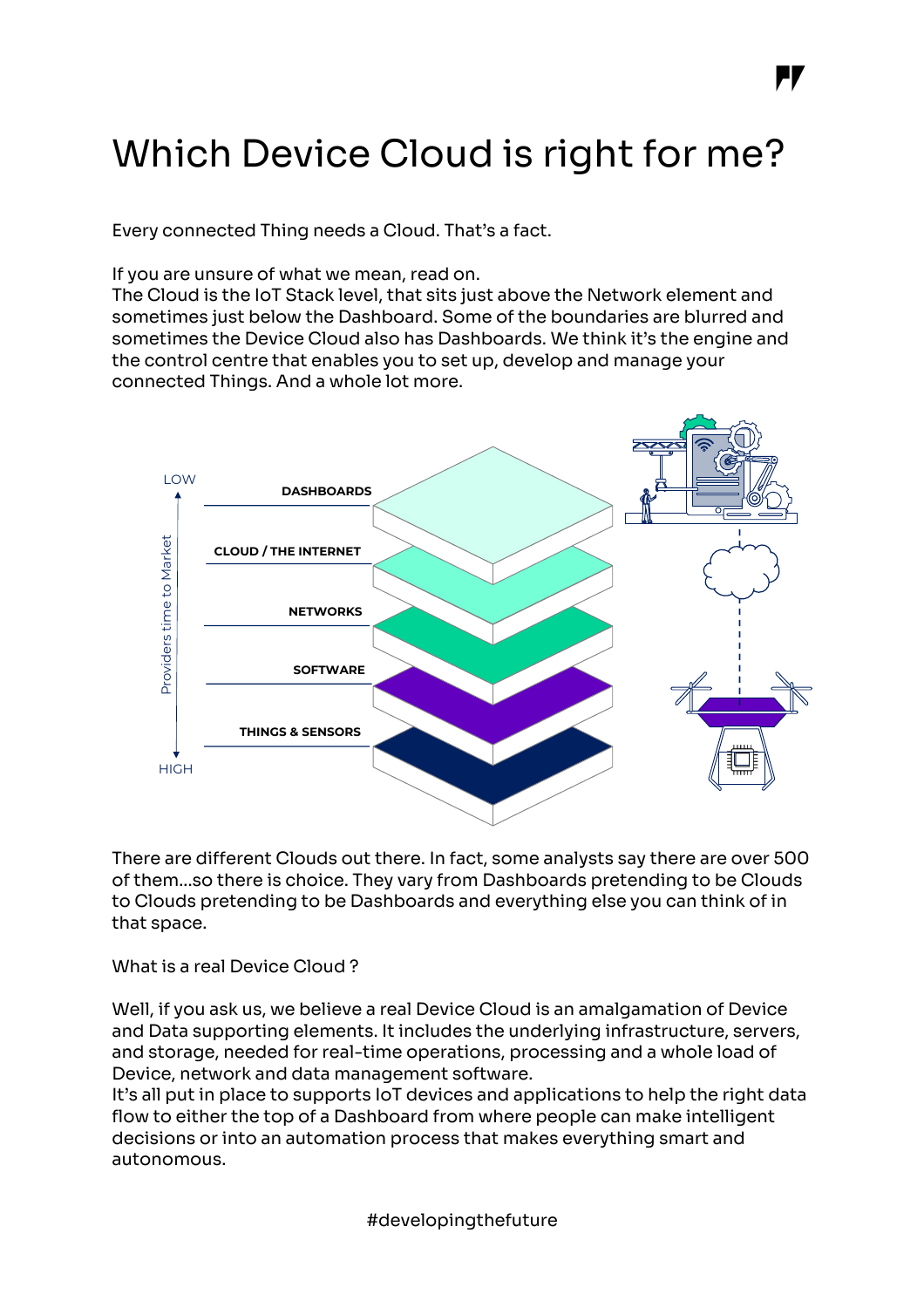# Which Device Cloud is right for me?

Every connected Thing needs a Cloud. That's a fact.

If you are unsure of what we mean, read on.
The Cloud is the IoT Stack level, that sits just above the Network element and sometimes just below the Dashboard. Some of the boundaries are blurred and sometimes the Device Cloud also has Dashboards. We think it's the engine and the control centre that enables you to set up, develop and manage your connected Things. And a whole lot more.

LOW

Providers time to Market

HIGH

DASHBOARDS

CLOUD / THE INTERNET

NETWORKS

SOFTWARE

THINGS & SENSORS

There are different Clouds out there. In fact, some analysts say there are over 500 of them...so there is choice. They vary from Dashboards pretending to be Clouds to Clouds pretending to be Dashboards and everything else you can think of in that space.

What is a real Device Cloud ?

Well, if you ask us, we believe a real Device Cloud is an amalgamation of Device and Data supporting elements. It includes the underlying infrastructure, servers, and storage, needed for real-time operations, processing and a whole load of Device, network and data management software.
It's all put in place to supports IoT devices and applications to help the right data flow to either the top of a Dashboard from where people can make intelligent decisions or into an automation process that makes everything smart and autonomous.

#developingthefuture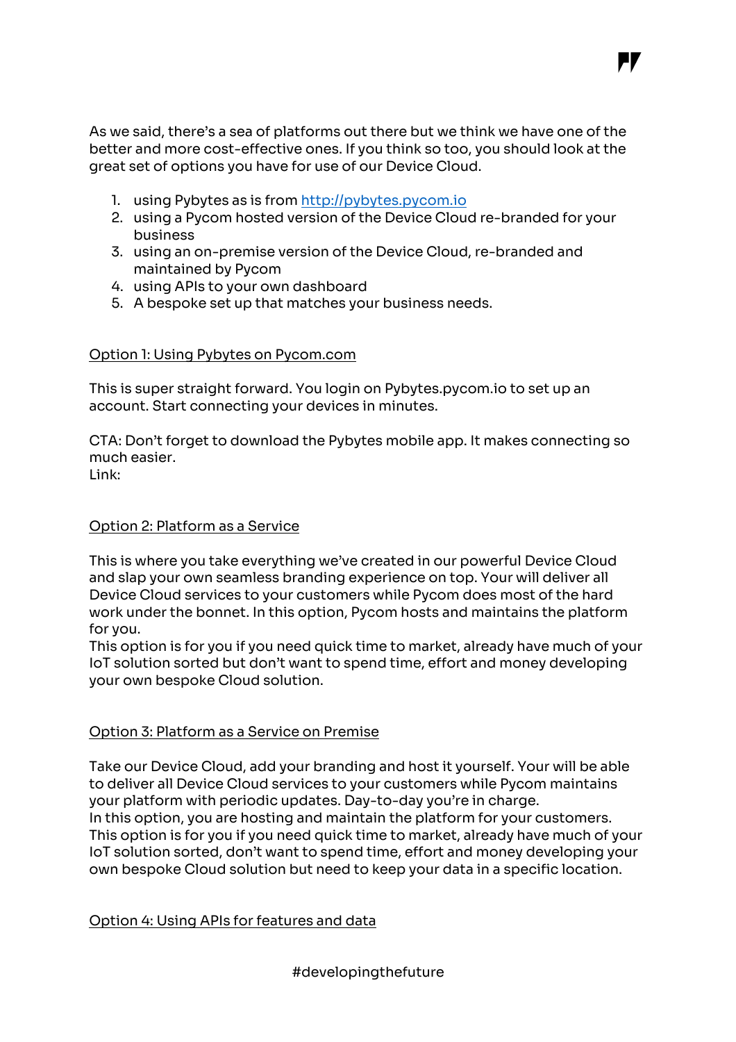As we said, there's a sea of platforms out there but we think we have one of the better and more cost-effective ones. If you think so too, you should look at the great set of options you have for use of our Device Cloud.

1. using Pybytes as is from [http://pybytes.pycom.io](http://pybytes.pycom.io)
2. using a Pycom hosted version of the Device Cloud re-branded for your business
3. using an on-premise version of the Device Cloud, re-branded and maintained by Pycom
4. using APIs to your own dashboard
5. A bespoke set up that matches your business needs.

<u>Option 1: Using Pybytes on Pycom.com</u>

This is super straight forward. You login on Pybytes.pycom.io to set up an account. Start connecting your devices in minutes.

CTA: Don't forget to download the Pybytes mobile app. It makes connecting so much easier.
Link:

<u>Option 2: Platform as a Service</u>

This is where you take everything we've created in our powerful Device Cloud and slap your own seamless branding experience on top. Your will deliver all Device Cloud services to your customers while Pycom does most of the hard work under the bonnet. In this option, Pycom hosts and maintains the platform for you.
This option is for you if you need quick time to market, already have much of your IoT solution sorted but don't want to spend time, effort and money developing your own bespoke Cloud solution.

<u>Option 3: Platform as a Service on Premise</u>

Take our Device Cloud, add your branding and host it yourself. Your will be able to deliver all Device Cloud services to your customers while Pycom maintains your platform with periodic updates. Day-to-day you're in charge.
In this option, you are hosting and maintain the platform for your customers.
This option is for you if you need quick time to market, already have much of your IoT solution sorted, don't want to spend time, effort and money developing your own bespoke Cloud solution but need to keep your data in a specific location.

<u>Option 4: Using APIs for features and data</u>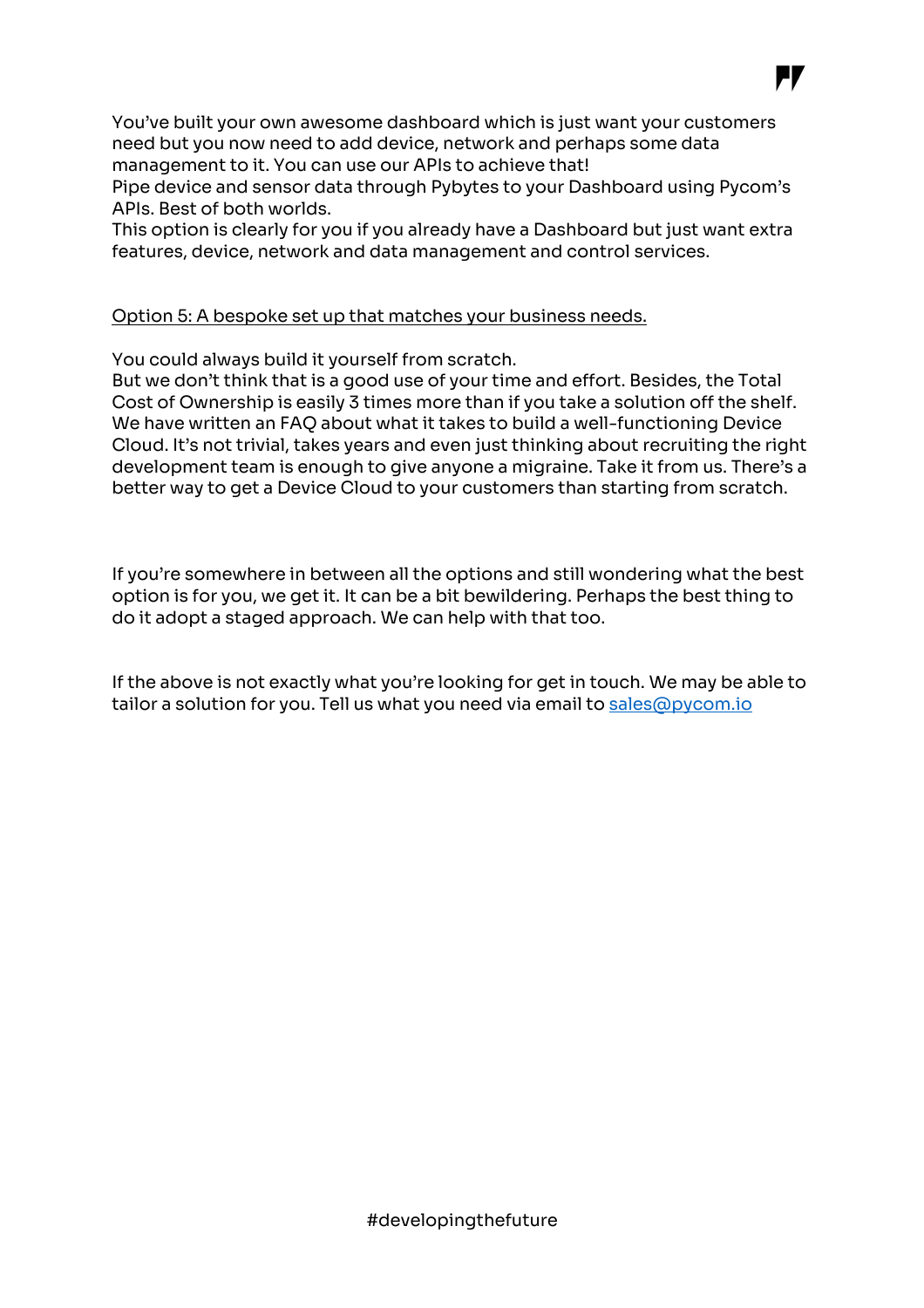You've built your own awesome dashboard which is just want your customers need but you now need to add device, network and perhaps some data management to it. You can use our APIs to achieve that!
Pipe device and sensor data through Pybytes to your Dashboard using Pycom's APIs. Best of both worlds.
This option is clearly for you if you already have a Dashboard but just want extra features, device, network and data management and control services.

<u>Option 5: A bespoke set up that matches your business needs.</u>

You could always build it yourself from scratch.
But we don't think that is a good use of your time and effort. Besides, the Total Cost of Ownership is easily 3 times more than if you take a solution off the shelf. We have written an FAQ about what it takes to build a well-functioning Device Cloud. It's not trivial, takes years and even just thinking about recruiting the right development team is enough to give anyone a migraine. Take it from us. There's a better way to get a Device Cloud to your customers than starting from scratch.

If you're somewhere in between all the options and still wondering what the best option is for you, we get it. It can be a bit bewildering. Perhaps the best thing to do it adopt a staged approach. We can help with that too.

If the above is not exactly what you're looking for get in touch. We may be able to tailor a solution for you. Tell us what you need via email to [sales@pycom.io](mailto:sales@pycom.io)

#developingthefuture